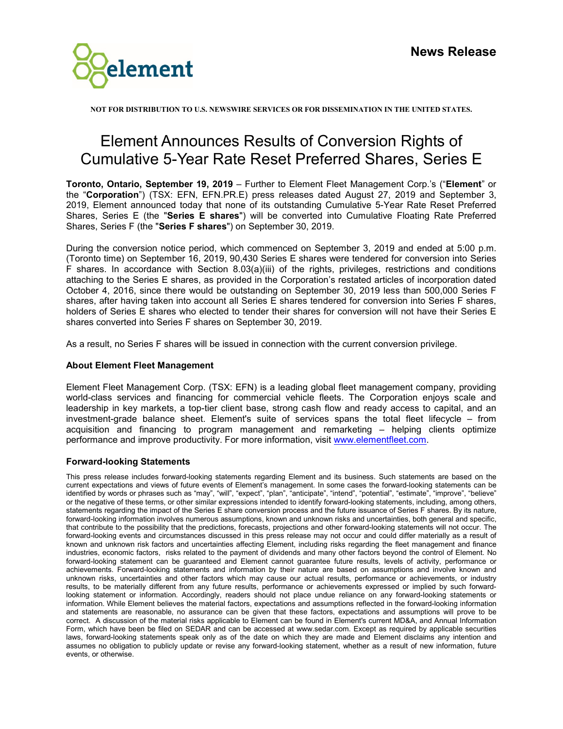**News Release**

NOT FOR DISTRIBUTION TO U.S. NEWSWIRE SERVICES OR FOR DISSEMINATION IN THE UNITED STATES.

# Element Announces Results of Conversion Rights of Cumulative 5-Year Rate Reset Preferred Shares, Series E

**Toronto, Ontario, September 19, 2019** – Further to Element Fleet Management Corp.'s ("**Element**" or the "**Corporation**") (TSX: EFN, EFN.PR.E) press releases dated August 27, 2019 and September 3, 2019, Element announced today that none of its outstanding Cumulative 5-Year Rate Reset Preferred Shares, Series E (the "**Series E shares**") will be converted into Cumulative Floating Rate Preferred Shares, Series F (the "**Series F shares**") on September 30, 2019.

During the conversion notice period, which commenced on September 3, 2019 and ended at 5:00 p.m. (Toronto time) on September 16, 2019, 90,430 Series E shares were tendered for conversion into Series F shares. In accordance with Section 8.03(a)(iii) of the rights, privileges, restrictions and conditions attaching to the Series E shares, as provided in the Corporation's restated articles of incorporation dated October 4, 2016, since there would be outstanding on September 30, 2019 less than 500,000 Series F shares, after having taken into account all Series E shares tendered for conversion into Series F shares, holders of Series E shares who elected to tender their shares for conversion will not have their Series E shares converted into Series F shares on September 30, 2019.

As a result, no Series F shares will be issued in connection with the current conversion privilege.

### About Element Fleet Management

Element Fleet Management Corp. (TSX: EFN) is a leading global fleet management company, providing world-class services and financing for commercial vehicle fleets. The Corporation enjoys scale and leadership in key markets, a top-tier client base, strong cash flow and ready access to capital, and an investment-grade balance sheet. Element's suite of services spans the total fleet lifecycle – from acquisition and financing to program management and remarketing – helping clients optimize performance and improve productivity. For more information, visit www.elementfleet.com.

### Forward-looking Statements

This press release includes forward-looking statements regarding Element and its business. Such statements are based on the current expectations and views of future events of Element's management. In some cases the forward-looking statements can be identified by words or phrases such as "may", "will", "expect", "plan", "anticipate", "intend", "potential", "estimate", "improve", "believe" or the negative of these terms, or other similar expressions intended to identify forward-looking statements, including, among others, statements regarding the impact of the Series E share conversion process and the future issuance of Series F shares. By its nature, forward-looking information involves numerous assumptions, known and unknown risks and uncertainties, both general and specific, that contribute to the possibility that the predictions, forecasts, projections and other forward-looking statements will not occur. The forward-looking events and circumstances discussed in this press release may not occur and could differ materially as a result of known and unknown risk factors and uncertainties affecting Element, including risks regarding the fleet management and finance industries, economic factors, risks related to the payment of dividends and many other factors beyond the control of Element. No forward-looking statement can be guaranteed and Element cannot guarantee future results, levels of activity, performance or achievements. Forward-looking statements and information by their nature are based on assumptions and involve known and unknown risks, uncertainties and other factors which may cause our actual results, performance or achievements, or industry results, to be materially different from any future results, performance or achievements expressed or implied by such forward-looking statement or information. Accordingly, readers should not place undue reliance on any forward-looking statements or information. While Element believes the material factors, expectations and assumptions reflected in the forward-looking information and statements are reasonable, no assurance can be given that these factors, expectations and assumptions will prove to be correct. A discussion of the material risks applicable to Element can be found in Element's current MD&A, and Annual Information Form, which have been be filed on SEDAR and can be accessed at www.sedar.com. Except as required by applicable securities laws, forward-looking statements speak only as of the date on which they are made and Element disclaims any intention and assumes no obligation to publicly update or revise any forward-looking statement, whether as a result of new information, future events, or otherwise.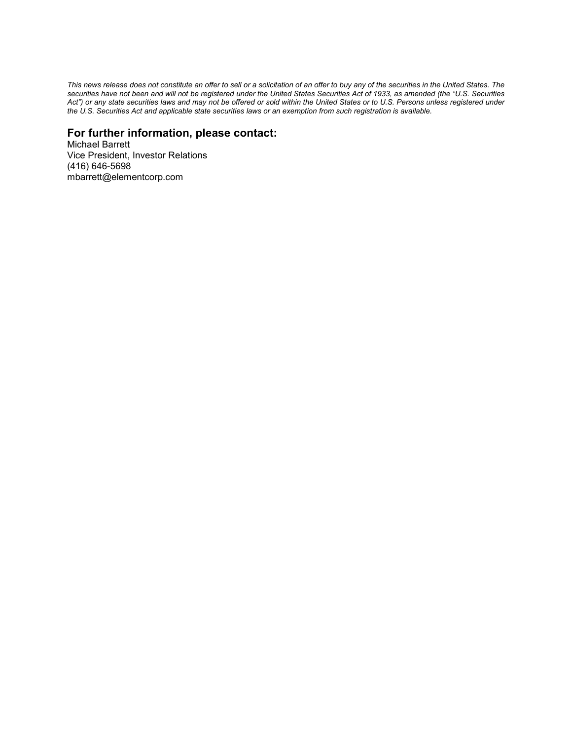*This news release does not constitute an offer to sell or a solicitation of an offer to buy any of the securities in the United States. The securities have not been and will not be registered under the United States Securities Act of 1933, as amended (the "U.S. Securities Act") or any state securities laws and may not be offered or sold within the United States or to U.S. Persons unless registered under the U.S. Securities Act and applicable state securities laws or an exemption from such registration is available.*

## For further information, please contact:

Michael Barrett
Vice President, Investor Relations
(416) 646-5698
mbarrett@elementcorp.com